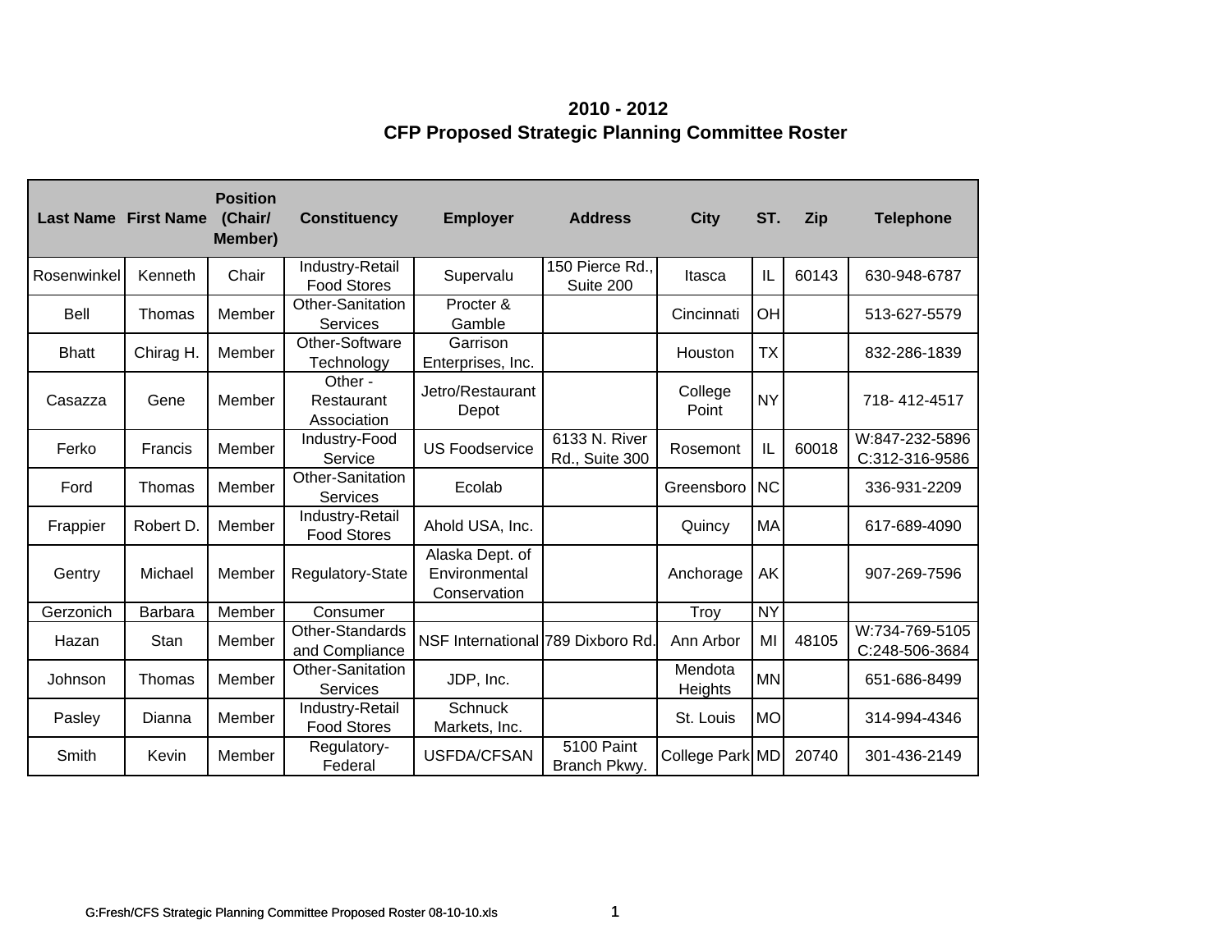# 2010 - 2012
# CFP Proposed Strategic Planning Committee Roster

| Last Name | First Name | Position (Chair/ Member) | Constituency | Employer | Address | City | ST. | Zip | Telephone |
|---|---|---|---|---|---|---|---|---|---|
| Rosenwinkel | Kenneth | Chair | Industry-Retail Food Stores | Supervalu | 150 Pierce Rd., Suite 200 | Itasca | IL | 60143 | 630-948-6787 |
| Bell | Thomas | Member | Other-Sanitation Services | Procter & Gamble | | Cincinnati | OH | | 513-627-5579 |
| Bhatt | Chirag H. | Member | Other-Software Technology | Garrison Enterprises, Inc. | | Houston | TX | | 832-286-1839 |
| Casazza | Gene | Member | Other - Restaurant Association | Jetro/Restaurant Depot | | College Point | NY | | 718- 412-4517 |
| Ferko | Francis | Member | Industry-Food Service | US Foodservice | 6133 N. River Rd., Suite 300 | Rosemont | IL | 60018 | W:847-232-5896 C:312-316-9586 |
| Ford | Thomas | Member | Other-Sanitation Services | Ecolab | | Greensboro | NC | | 336-931-2209 |
| Frappier | Robert D. | Member | Industry-Retail Food Stores | Ahold USA, Inc. | | Quincy | MA | | 617-689-4090 |
| Gentry | Michael | Member | Regulatory-State | Alaska Dept. of Environmental Conservation | | Anchorage | AK | | 907-269-7596 |
| Gerzonich | Barbara | Member | Consumer | | | Troy | NY | | |
| Hazan | Stan | Member | Other-Standards and Compliance | NSF International | 789 Dixboro Rd. | Ann Arbor | MI | 48105 | W:734-769-5105 C:248-506-3684 |
| Johnson | Thomas | Member | Other-Sanitation Services | JDP, Inc. | | Mendota Heights | MN | | 651-686-8499 |
| Pasley | Dianna | Member | Industry-Retail Food Stores | Schnuck Markets, Inc. | | St. Louis | MO | | 314-994-4346 |
| Smith | Kevin | Member | Regulatory-Federal | USFDA/CFSAN | 5100 Paint Branch Pkwy. | College Park | MD | 20740 | 301-436-2149 |

G:Fresh/CFS Strategic Planning Committee Proposed Roster 08-10-10.xls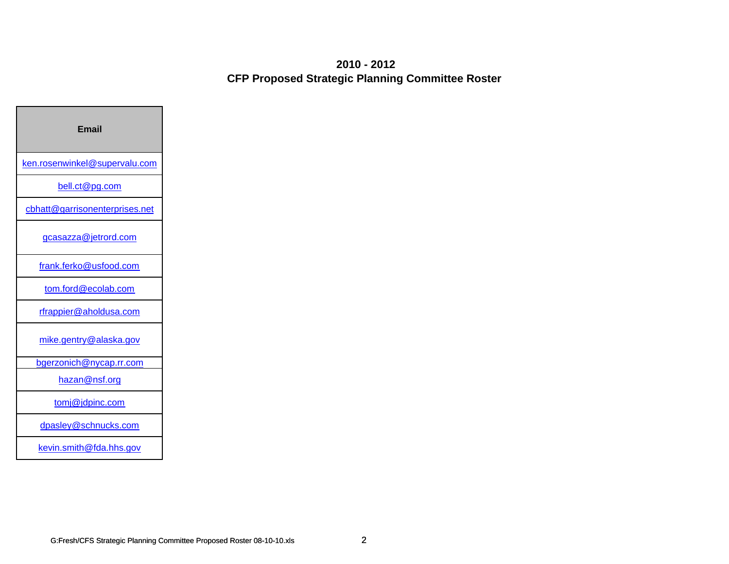**2010 - 2012**
**CFP Proposed Strategic Planning Committee Roster**

| Email |
|---|
| ken.rosenwinkel@supervalu.com |
| bell.ct@pg.com |
| cbhatt@garrisonenterprises.net |
| gcasazza@jetrord.com |
| frank.ferko@usfood.com |
| tom.ford@ecolab.com |
| rfrappier@aholdusa.com |
| mike.gentry@alaska.gov |
| bgerzonich@nycap.rr.com |
| hazan@nsf.org |
| tomj@jdpinc.com |
| dpasley@schnucks.com |
| kevin.smith@fda.hhs.gov |

G:Fresh/CFS Strategic Planning Committee Proposed Roster 08-10-10.xls